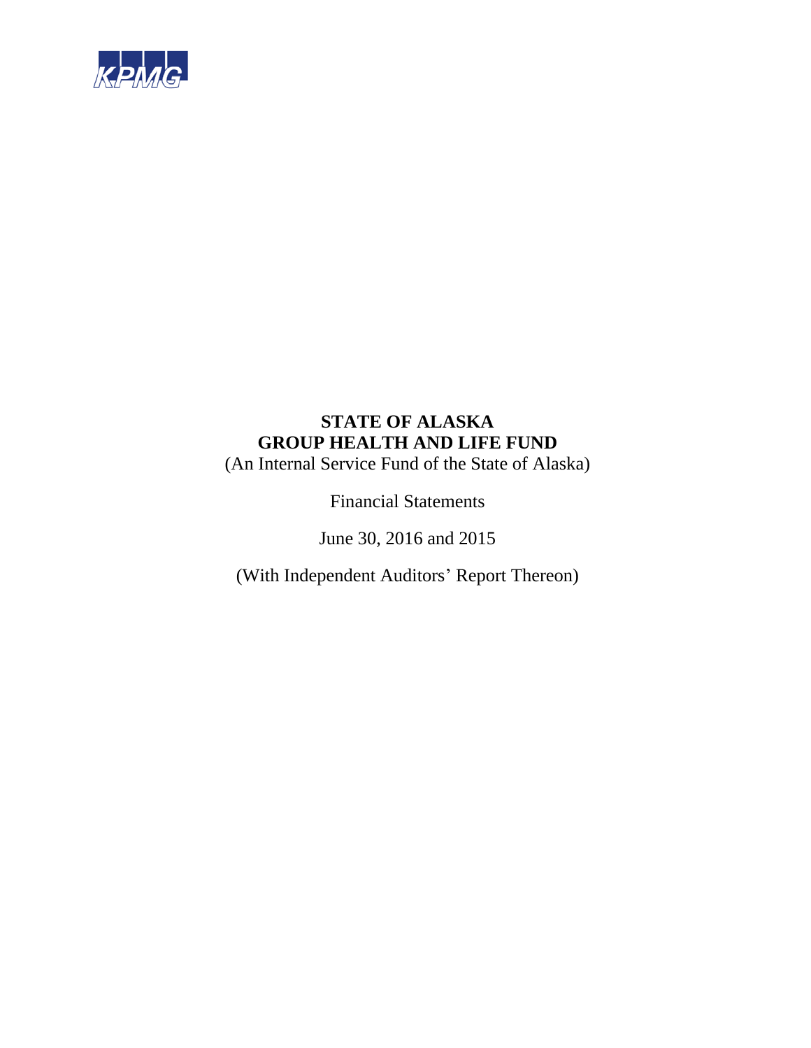KPMG

# STATE OF ALASKA
# GROUP HEALTH AND LIFE FUND

(An Internal Service Fund of the State of Alaska)

Financial Statements

June 30, 2016 and 2015

(With Independent Auditors' Report Thereon)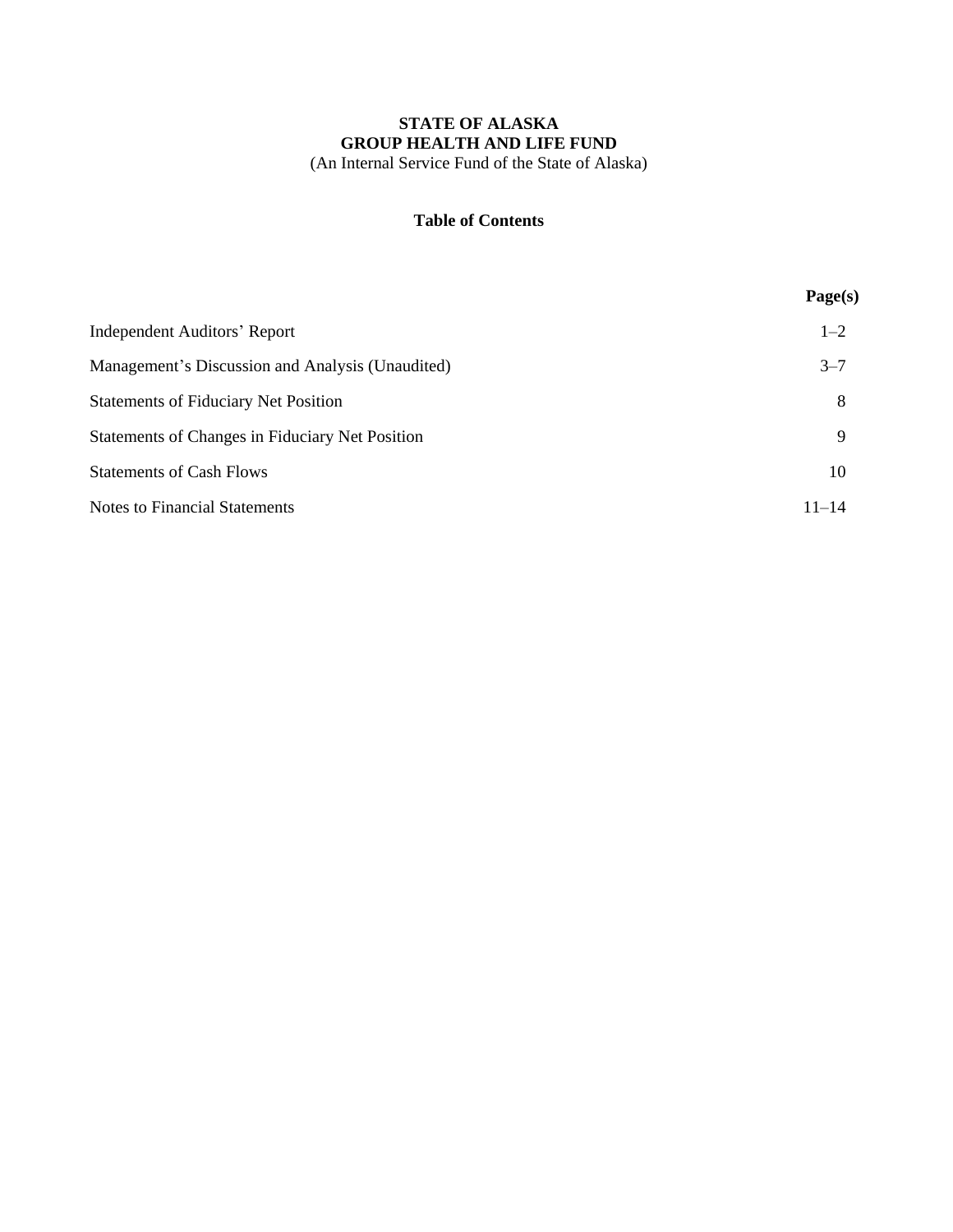**STATE OF ALASKA**
**GROUP HEALTH AND LIFE FUND**
(An Internal Service Fund of the State of Alaska)

**Table of Contents**

| | Page(s) |
|---|---|
| Independent Auditors' Report | 1–2 |
| Management's Discussion and Analysis (Unaudited) | 3–7 |
| Statements of Fiduciary Net Position | 8 |
| Statements of Changes in Fiduciary Net Position | 9 |
| Statements of Cash Flows | 10 |
| Notes to Financial Statements | 11–14 |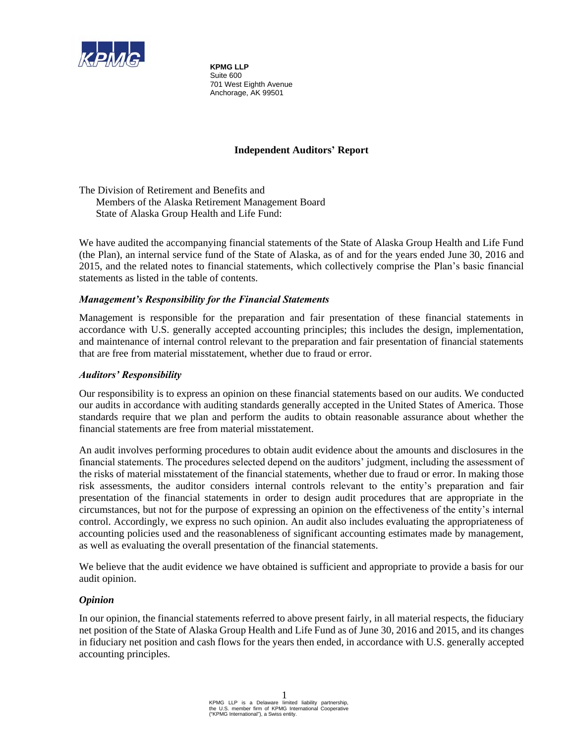**KPMG LLP**
Suite 600
701 West Eighth Avenue
Anchorage, AK 99501

## Independent Auditors' Report

The Division of Retirement and Benefits and
Members of the Alaska Retirement Management Board
State of Alaska Group Health and Life Fund:

We have audited the accompanying financial statements of the State of Alaska Group Health and Life Fund (the Plan), an internal service fund of the State of Alaska, as of and for the years ended June 30, 2016 and 2015, and the related notes to financial statements, which collectively comprise the Plan's basic financial statements as listed in the table of contents.

### *Management's Responsibility for the Financial Statements*

Management is responsible for the preparation and fair presentation of these financial statements in accordance with U.S. generally accepted accounting principles; this includes the design, implementation, and maintenance of internal control relevant to the preparation and fair presentation of financial statements that are free from material misstatement, whether due to fraud or error.

### *Auditors' Responsibility*

Our responsibility is to express an opinion on these financial statements based on our audits. We conducted our audits in accordance with auditing standards generally accepted in the United States of America. Those standards require that we plan and perform the audits to obtain reasonable assurance about whether the financial statements are free from material misstatement.

An audit involves performing procedures to obtain audit evidence about the amounts and disclosures in the financial statements. The procedures selected depend on the auditors' judgment, including the assessment of the risks of material misstatement of the financial statements, whether due to fraud or error. In making those risk assessments, the auditor considers internal controls relevant to the entity's preparation and fair presentation of the financial statements in order to design audit procedures that are appropriate in the circumstances, but not for the purpose of expressing an opinion on the effectiveness of the entity's internal control. Accordingly, we express no such opinion. An audit also includes evaluating the appropriateness of accounting policies used and the reasonableness of significant accounting estimates made by management, as well as evaluating the overall presentation of the financial statements.

We believe that the audit evidence we have obtained is sufficient and appropriate to provide a basis for our audit opinion.

### *Opinion*

In our opinion, the financial statements referred to above present fairly, in all material respects, the fiduciary net position of the State of Alaska Group Health and Life Fund as of June 30, 2016 and 2015, and its changes in fiduciary net position and cash flows for the years then ended, in accordance with U.S. generally accepted accounting principles.

KPMG LLP is a Delaware limited liability partnership, the U.S. member firm of KPMG International Cooperative ("KPMG International"), a Swiss entity.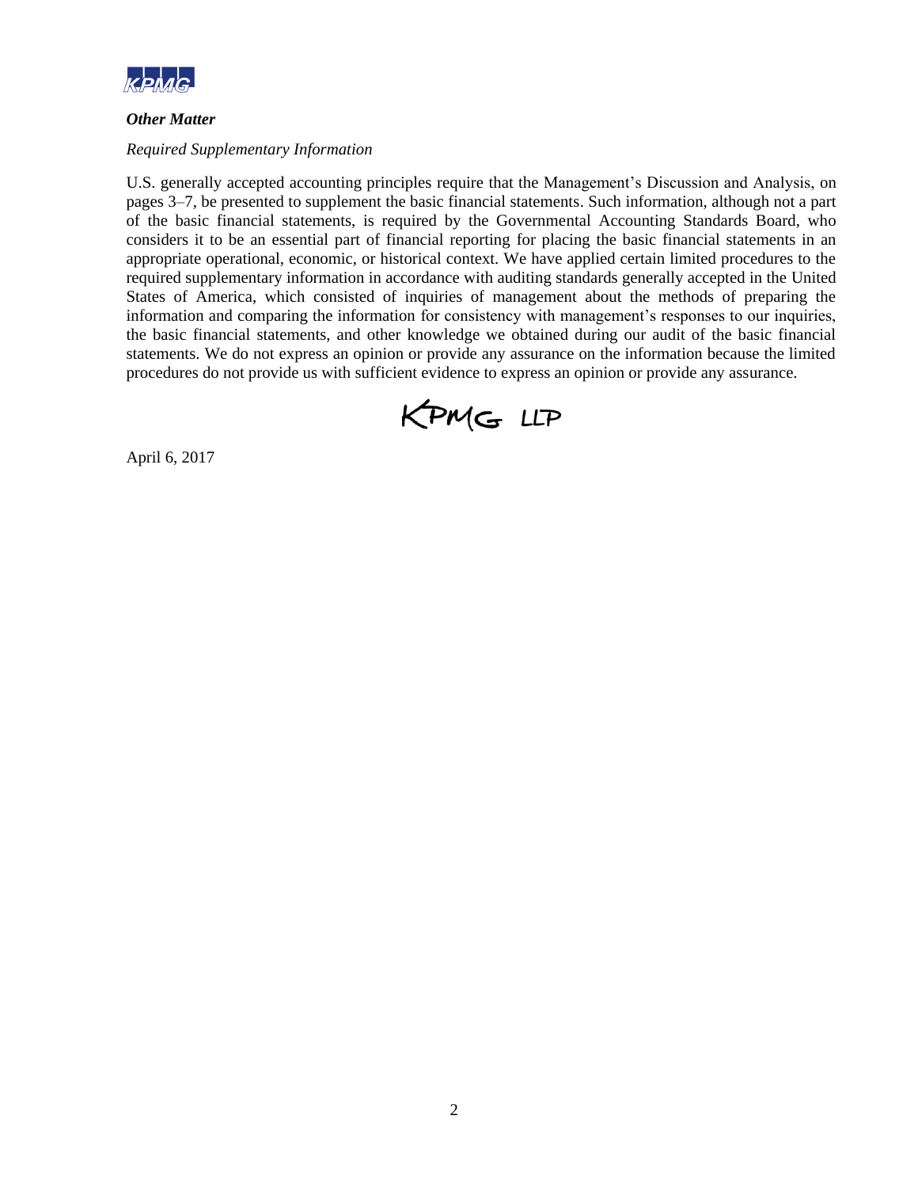***Other Matter***

*Required Supplementary Information*

U.S. generally accepted accounting principles require that the Management's Discussion and Analysis, on pages 3–7, be presented to supplement the basic financial statements. Such information, although not a part of the basic financial statements, is required by the Governmental Accounting Standards Board, who considers it to be an essential part of financial reporting for placing the basic financial statements in an appropriate operational, economic, or historical context. We have applied certain limited procedures to the required supplementary information in accordance with auditing standards generally accepted in the United States of America, which consisted of inquiries of management about the methods of preparing the information and comparing the information for consistency with management's responses to our inquiries, the basic financial statements, and other knowledge we obtained during our audit of the basic financial statements. We do not express an opinion or provide any assurance on the information because the limited procedures do not provide us with sufficient evidence to express an opinion or provide any assurance.

KPMG LLP

April 6, 2017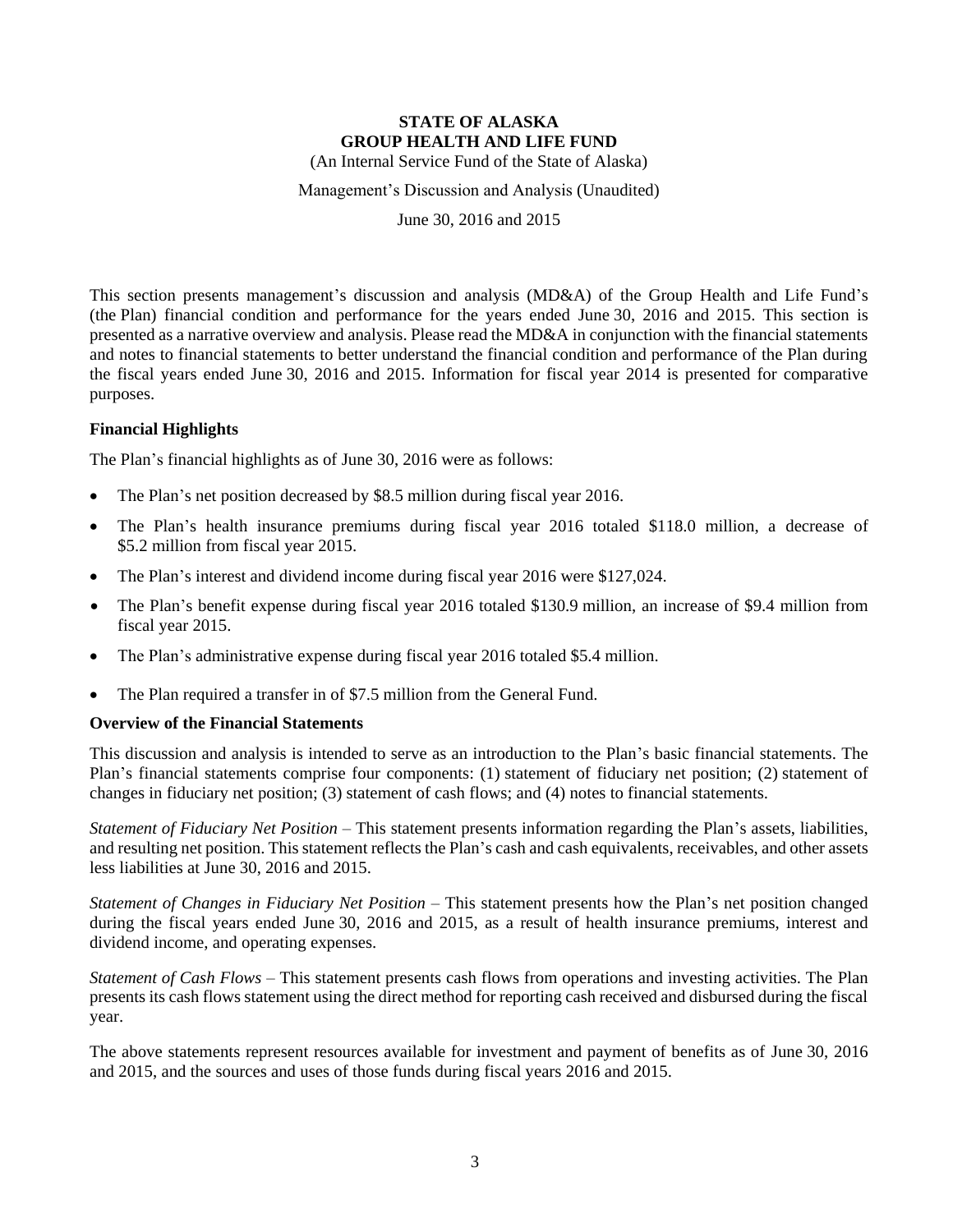# STATE OF ALASKA
# GROUP HEALTH AND LIFE FUND

(An Internal Service Fund of the State of Alaska)

Management's Discussion and Analysis (Unaudited)

June 30, 2016 and 2015

This section presents management's discussion and analysis (MD&A) of the Group Health and Life Fund's (the Plan) financial condition and performance for the years ended June 30, 2016 and 2015. This section is presented as a narrative overview and analysis. Please read the MD&A in conjunction with the financial statements and notes to financial statements to better understand the financial condition and performance of the Plan during the fiscal years ended June 30, 2016 and 2015. Information for fiscal year 2014 is presented for comparative purposes.

**Financial Highlights**

The Plan's financial highlights as of June 30, 2016 were as follows:

- The Plan's net position decreased by $8.5 million during fiscal year 2016.
- The Plan's health insurance premiums during fiscal year 2016 totaled $118.0 million, a decrease of $5.2 million from fiscal year 2015.
- The Plan's interest and dividend income during fiscal year 2016 were $127,024.
- The Plan's benefit expense during fiscal year 2016 totaled $130.9 million, an increase of $9.4 million from fiscal year 2015.
- The Plan's administrative expense during fiscal year 2016 totaled $5.4 million.
- The Plan required a transfer in of $7.5 million from the General Fund.

**Overview of the Financial Statements**

This discussion and analysis is intended to serve as an introduction to the Plan's basic financial statements. The Plan's financial statements comprise four components: (1) statement of fiduciary net position; (2) statement of changes in fiduciary net position; (3) statement of cash flows; and (4) notes to financial statements.

*Statement of Fiduciary Net Position* – This statement presents information regarding the Plan's assets, liabilities, and resulting net position. This statement reflects the Plan's cash and cash equivalents, receivables, and other assets less liabilities at June 30, 2016 and 2015.

*Statement of Changes in Fiduciary Net Position* – This statement presents how the Plan's net position changed during the fiscal years ended June 30, 2016 and 2015, as a result of health insurance premiums, interest and dividend income, and operating expenses.

*Statement of Cash Flows* – This statement presents cash flows from operations and investing activities. The Plan presents its cash flows statement using the direct method for reporting cash received and disbursed during the fiscal year.

The above statements represent resources available for investment and payment of benefits as of June 30, 2016 and 2015, and the sources and uses of those funds during fiscal years 2016 and 2015.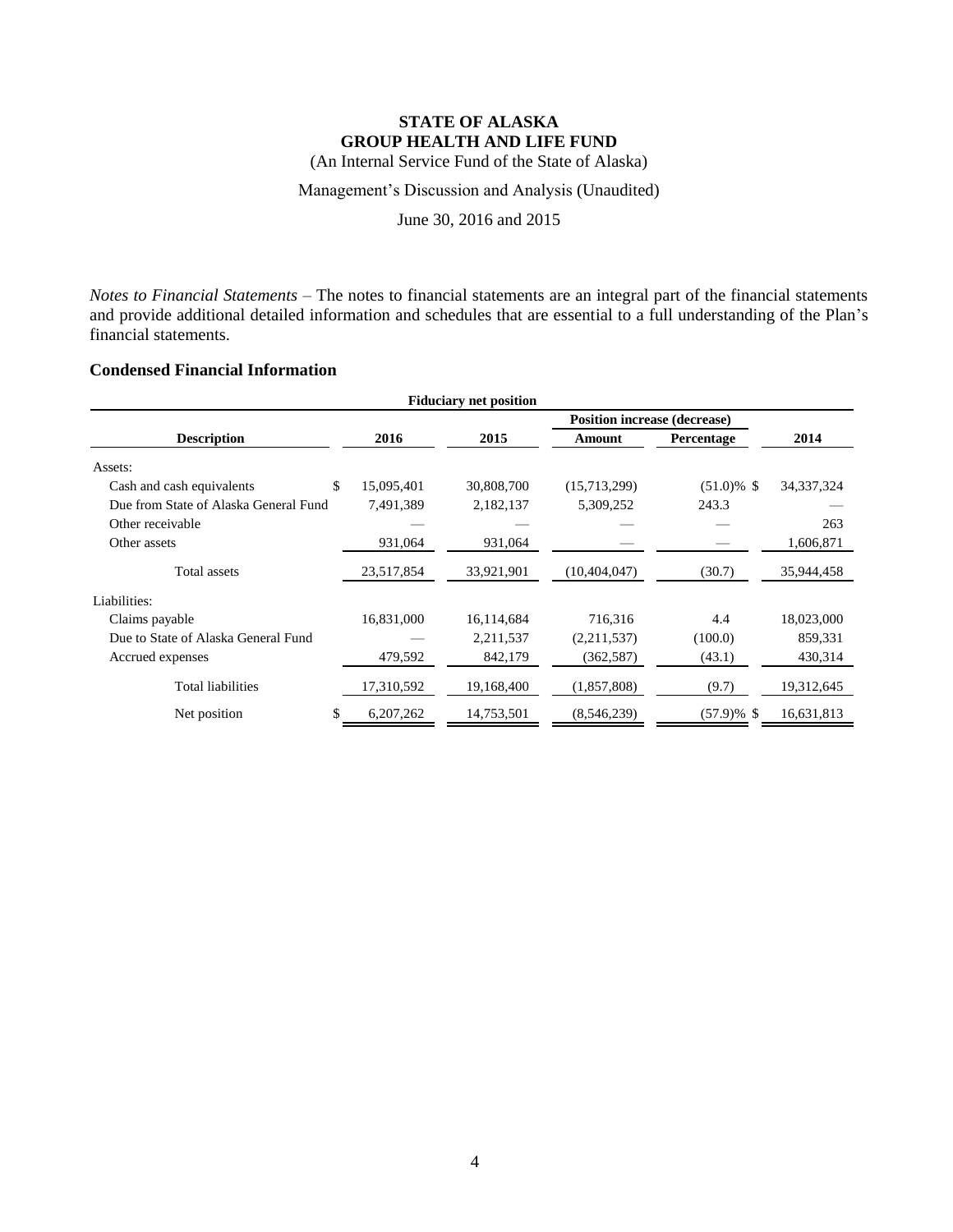# STATE OF ALASKA
# GROUP HEALTH AND LIFE FUND

(An Internal Service Fund of the State of Alaska)

Management's Discussion and Analysis (Unaudited)

June 30, 2016 and 2015

*Notes to Financial Statements* – The notes to financial statements are an integral part of the financial statements and provide additional detailed information and schedules that are essential to a full understanding of the Plan's financial statements.

### Condensed Financial Information

| Fiduciary net position | | | | | |
|---|---|---|---|---|---|
| | | | Position increase (decrease) | | |
| Description | 2016 | 2015 | Amount | Percentage | 2014 |
| Assets: | | | | | |
| Cash and cash equivalents | $ 15,095,401 | 30,808,700 | (15,713,299) | (51.0)% | $ 34,337,324 |
| Due from State of Alaska General Fund | 7,491,389 | 2,182,137 | 5,309,252 | 243.3 | — |
| Other receivable | — | — | — | — | 263 |
| Other assets | 931,064 | 931,064 | — | — | 1,606,871 |
| Total assets | 23,517,854 | 33,921,901 | (10,404,047) | (30.7) | 35,944,458 |
| Liabilities: | | | | | |
| Claims payable | 16,831,000 | 16,114,684 | 716,316 | 4.4 | 18,023,000 |
| Due to State of Alaska General Fund | — | 2,211,537 | (2,211,537) | (100.0) | 859,331 |
| Accrued expenses | 479,592 | 842,179 | (362,587) | (43.1) | 430,314 |
| Total liabilities | 17,310,592 | 19,168,400 | (1,857,808) | (9.7) | 19,312,645 |
| Net position | $ 6,207,262 | 14,753,501 | (8,546,239) | (57.9)% | $ 16,631,813 |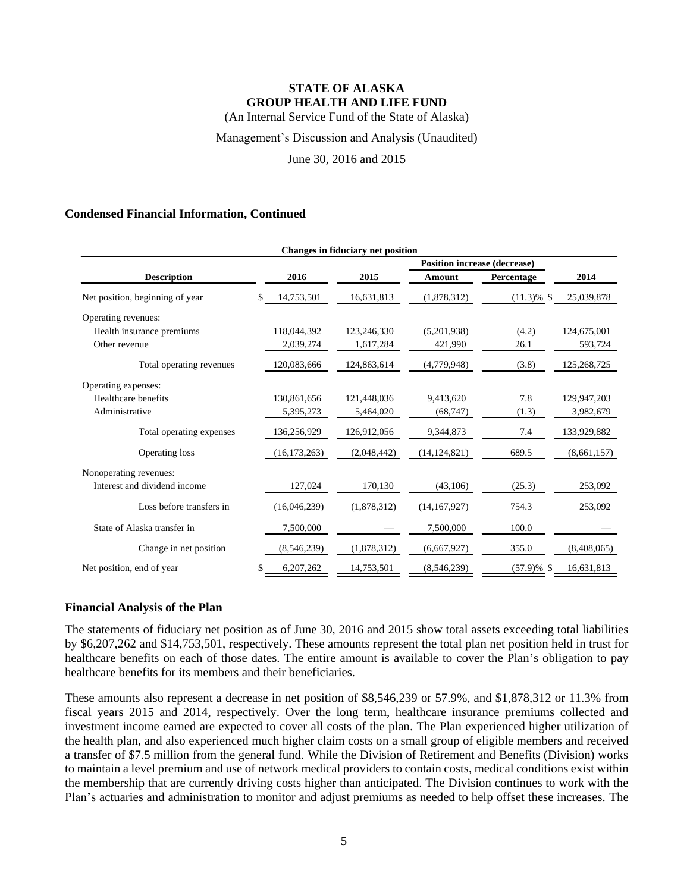# STATE OF ALASKA
## GROUP HEALTH AND LIFE FUND

(An Internal Service Fund of the State of Alaska)

Management's Discussion and Analysis (Unaudited)

June 30, 2016 and 2015

### Condensed Financial Information, Continued

| Changes in fiduciary net position | | | | | |
|---|---|---|---|---|---|
| | | | Position increase (decrease) | | |
| Description | 2016 | 2015 | Amount | Percentage | 2014 |
| Net position, beginning of year | $ 14,753,501 | 16,631,813 | (1,878,312) | (11.3)% | $ 25,039,878 |
| Operating revenues: | | | | | |
| Health insurance premiums | 118,044,392 | 123,246,330 | (5,201,938) | (4.2) | 124,675,001 |
| Other revenue | 2,039,274 | 1,617,284 | 421,990 | 26.1 | 593,724 |
| Total operating revenues | 120,083,666 | 124,863,614 | (4,779,948) | (3.8) | 125,268,725 |
| Operating expenses: | | | | | |
| Healthcare benefits | 130,861,656 | 121,448,036 | 9,413,620 | 7.8 | 129,947,203 |
| Administrative | 5,395,273 | 5,464,020 | (68,747) | (1.3) | 3,982,679 |
| Total operating expenses | 136,256,929 | 126,912,056 | 9,344,873 | 7.4 | 133,929,882 |
| Operating loss | (16,173,263) | (2,048,442) | (14,124,821) | 689.5 | (8,661,157) |
| Nonoperating revenues: | | | | | |
| Interest and dividend income | 127,024 | 170,130 | (43,106) | (25.3) | 253,092 |
| Loss before transfers in | (16,046,239) | (1,878,312) | (14,167,927) | 754.3 | 253,092 |
| State of Alaska transfer in | 7,500,000 | — | 7,500,000 | 100.0 | — |
| Change in net position | (8,546,239) | (1,878,312) | (6,667,927) | 355.0 | (8,408,065) |
| Net position, end of year | $ 6,207,262 | 14,753,501 | (8,546,239) | (57.9)% | $ 16,631,813 |

### Financial Analysis of the Plan

The statements of fiduciary net position as of June 30, 2016 and 2015 show total assets exceeding total liabilities by $6,207,262 and $14,753,501, respectively. These amounts represent the total plan net position held in trust for healthcare benefits on each of those dates. The entire amount is available to cover the Plan's obligation to pay healthcare benefits for its members and their beneficiaries.

These amounts also represent a decrease in net position of $8,546,239 or 57.9%, and $1,878,312 or 11.3% from fiscal years 2015 and 2014, respectively. Over the long term, healthcare insurance premiums collected and investment income earned are expected to cover all costs of the plan. The Plan experienced higher utilization of the health plan, and also experienced much higher claim costs on a small group of eligible members and received a transfer of $7.5 million from the general fund. While the Division of Retirement and Benefits (Division) works to maintain a level premium and use of network medical providers to contain costs, medical conditions exist within the membership that are currently driving costs higher than anticipated. The Division continues to work with the Plan's actuaries and administration to monitor and adjust premiums as needed to help offset these increases. The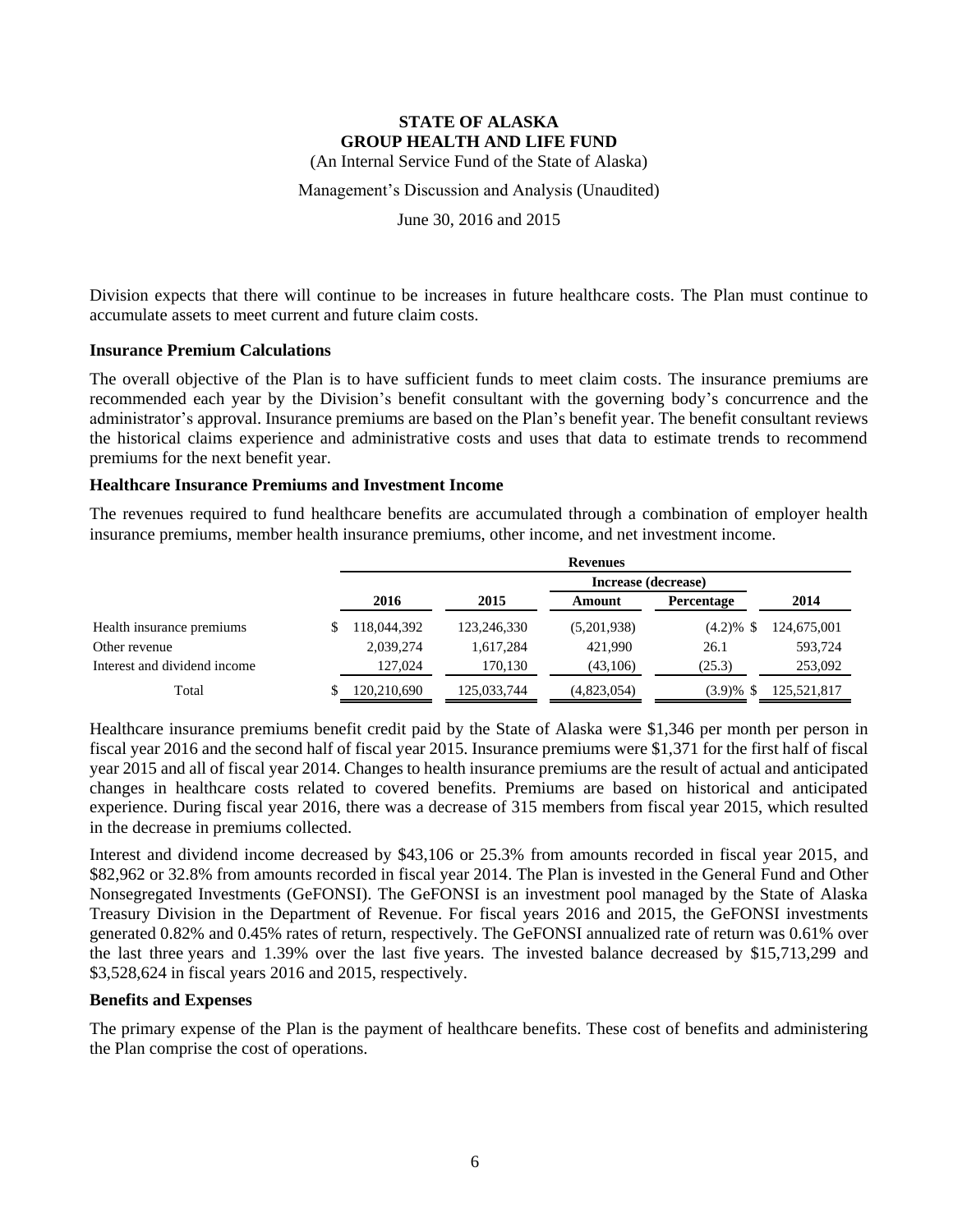Division expects that there will continue to be increases in future healthcare costs. The Plan must continue to accumulate assets to meet current and future claim costs.

### Insurance Premium Calculations

The overall objective of the Plan is to have sufficient funds to meet claim costs. The insurance premiums are recommended each year by the Division's benefit consultant with the governing body's concurrence and the administrator's approval. Insurance premiums are based on the Plan's benefit year. The benefit consultant reviews the historical claims experience and administrative costs and uses that data to estimate trends to recommend premiums for the next benefit year.

### Healthcare Insurance Premiums and Investment Income

The revenues required to fund healthcare benefits are accumulated through a combination of employer health insurance premiums, member health insurance premiums, other income, and net investment income.

| | Revenues | | | | |
|---|---|---|---|---|---|
| | | | Increase (decrease) | | |
| | 2016 | 2015 | Amount | Percentage | 2014 |
| Health insurance premiums | $ 118,044,392 | 123,246,330 | (5,201,938) | (4.2)% | $ 124,675,001 |
| Other revenue | 2,039,274 | 1,617,284 | 421,990 | 26.1 | 593,724 |
| Interest and dividend income | 127,024 | 170,130 | (43,106) | (25.3) | 253,092 |
| Total | $ 120,210,690 | 125,033,744 | (4,823,054) | (3.9)% | $ 125,521,817 |

Healthcare insurance premiums benefit credit paid by the State of Alaska were $1,346 per month per person in fiscal year 2016 and the second half of fiscal year 2015. Insurance premiums were $1,371 for the first half of fiscal year 2015 and all of fiscal year 2014. Changes to health insurance premiums are the result of actual and anticipated changes in healthcare costs related to covered benefits. Premiums are based on historical and anticipated experience. During fiscal year 2016, there was a decrease of 315 members from fiscal year 2015, which resulted in the decrease in premiums collected.

Interest and dividend income decreased by $43,106 or 25.3% from amounts recorded in fiscal year 2015, and $82,962 or 32.8% from amounts recorded in fiscal year 2014. The Plan is invested in the General Fund and Other Nonsegregated Investments (GeFONSI). The GeFONSI is an investment pool managed by the State of Alaska Treasury Division in the Department of Revenue. For fiscal years 2016 and 2015, the GeFONSI investments generated 0.82% and 0.45% rates of return, respectively. The GeFONSI annualized rate of return was 0.61% over the last three years and 1.39% over the last five years. The invested balance decreased by $15,713,299 and $3,528,624 in fiscal years 2016 and 2015, respectively.

### Benefits and Expenses

The primary expense of the Plan is the payment of healthcare benefits. These cost of benefits and administering the Plan comprise the cost of operations.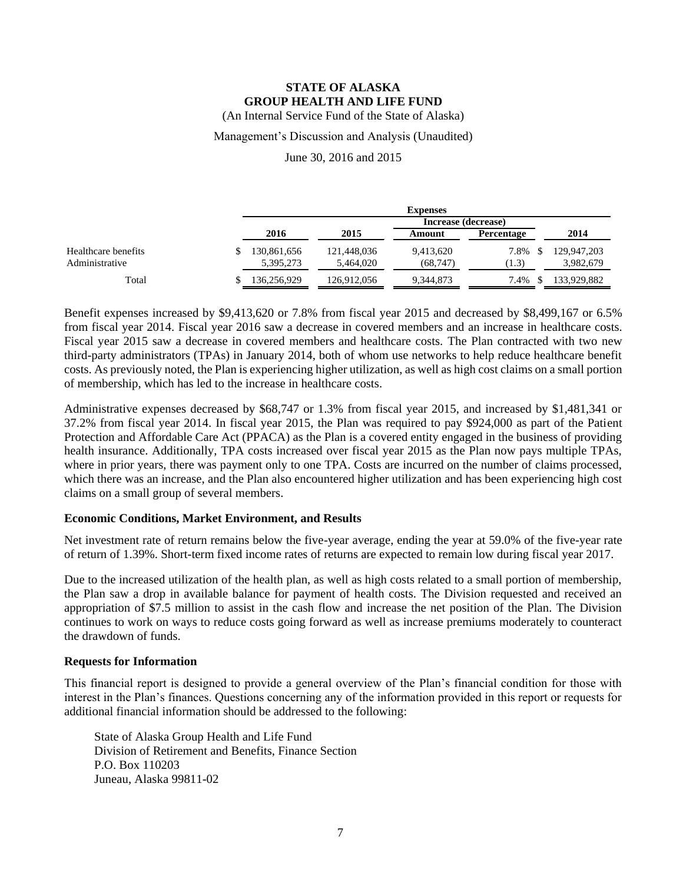**STATE OF ALASKA**
**GROUP HEALTH AND LIFE FUND**
(An Internal Service Fund of the State of Alaska)

Management's Discussion and Analysis (Unaudited)

June 30, 2016 and 2015

| | Expenses | | | | |
|---|---|---|---|---|---|
| | | | Increase (decrease) | | |
| | 2016 | 2015 | Amount | Percentage | 2014 |
| Healthcare benefits | $ 130,861,656 | 121,448,036 | 9,413,620 | 7.8% | $ 129,947,203 |
| Administrative | 5,395,273 | 5,464,020 | (68,747) | (1.3) | 3,982,679 |
| Total | $ 136,256,929 | 126,912,056 | 9,344,873 | 7.4% | $ 133,929,882 |

Benefit expenses increased by $9,413,620 or 7.8% from fiscal year 2015 and decreased by $8,499,167 or 6.5% from fiscal year 2014. Fiscal year 2016 saw a decrease in covered members and an increase in healthcare costs. Fiscal year 2015 saw a decrease in covered members and healthcare costs. The Plan contracted with two new third-party administrators (TPAs) in January 2014, both of whom use networks to help reduce healthcare benefit costs. As previously noted, the Plan is experiencing higher utilization, as well as high cost claims on a small portion of membership, which has led to the increase in healthcare costs.

Administrative expenses decreased by $68,747 or 1.3% from fiscal year 2015, and increased by $1,481,341 or 37.2% from fiscal year 2014. In fiscal year 2015, the Plan was required to pay $924,000 as part of the Patient Protection and Affordable Care Act (PPACA) as the Plan is a covered entity engaged in the business of providing health insurance. Additionally, TPA costs increased over fiscal year 2015 as the Plan now pays multiple TPAs, where in prior years, there was payment only to one TPA. Costs are incurred on the number of claims processed, which there was an increase, and the Plan also encountered higher utilization and has been experiencing high cost claims on a small group of several members.

**Economic Conditions, Market Environment, and Results**

Net investment rate of return remains below the five-year average, ending the year at 59.0% of the five-year rate of return of 1.39%. Short-term fixed income rates of returns are expected to remain low during fiscal year 2017.

Due to the increased utilization of the health plan, as well as high costs related to a small portion of membership, the Plan saw a drop in available balance for payment of health costs. The Division requested and received an appropriation of $7.5 million to assist in the cash flow and increase the net position of the Plan. The Division continues to work on ways to reduce costs going forward as well as increase premiums moderately to counteract the drawdown of funds.

**Requests for Information**

This financial report is designed to provide a general overview of the Plan's financial condition for those with interest in the Plan's finances. Questions concerning any of the information provided in this report or requests for additional financial information should be addressed to the following:

State of Alaska Group Health and Life Fund
Division of Retirement and Benefits, Finance Section
P.O. Box 110203
Juneau, Alaska 99811-02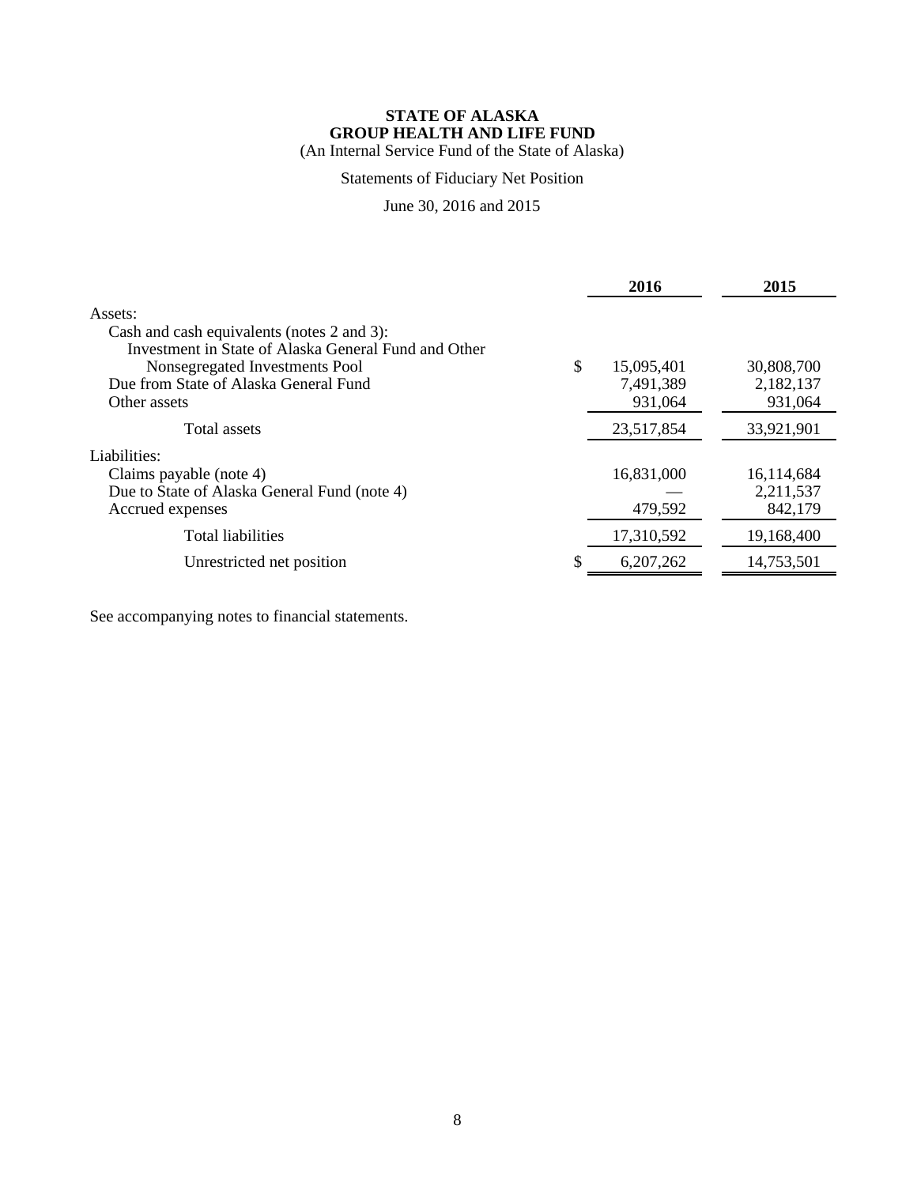**STATE OF ALASKA**
**GROUP HEALTH AND LIFE FUND**
(An Internal Service Fund of the State of Alaska)

Statements of Fiduciary Net Position

June 30, 2016 and 2015

| | 2016 | 2015 |
|---|---|---|
| Assets: | | |
| Cash and cash equivalents (notes 2 and 3): | | |
| Investment in State of Alaska General Fund and Other Nonsegregated Investments Pool | $ 15,095,401 | 30,808,700 |
| Due from State of Alaska General Fund | 7,491,389 | 2,182,137 |
| Other assets | 931,064 | 931,064 |
| Total assets | 23,517,854 | 33,921,901 |
| Liabilities: | | |
| Claims payable (note 4) | 16,831,000 | 16,114,684 |
| Due to State of Alaska General Fund (note 4) | — | 2,211,537 |
| Accrued expenses | 479,592 | 842,179 |
| Total liabilities | 17,310,592 | 19,168,400 |
| Unrestricted net position | $ 6,207,262 | 14,753,501 |

See accompanying notes to financial statements.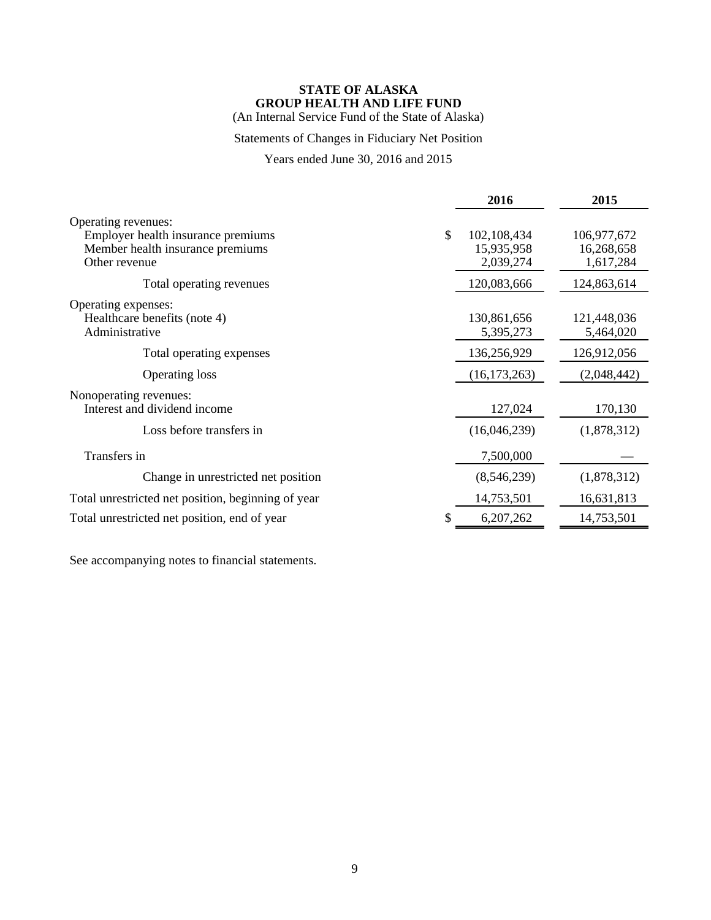**STATE OF ALASKA**
**GROUP HEALTH AND LIFE FUND**
(An Internal Service Fund of the State of Alaska)

Statements of Changes in Fiduciary Net Position

Years ended June 30, 2016 and 2015

| | | 2016 | 2015 |
|---|---|---|---|
| Operating revenues: | | | |
| Employer health insurance premiums | $ | 102,108,434 | 106,977,672 |
| Member health insurance premiums | | 15,935,958 | 16,268,658 |
| Other revenue | | 2,039,274 | 1,617,284 |
| Total operating revenues | | 120,083,666 | 124,863,614 |
| Operating expenses: | | | |
| Healthcare benefits (note 4) | | 130,861,656 | 121,448,036 |
| Administrative | | 5,395,273 | 5,464,020 |
| Total operating expenses | | 136,256,929 | 126,912,056 |
| Operating loss | | (16,173,263) | (2,048,442) |
| Nonoperating revenues: | | | |
| Interest and dividend income | | 127,024 | 170,130 |
| Loss before transfers in | | (16,046,239) | (1,878,312) |
| Transfers in | | 7,500,000 | — |
| Change in unrestricted net position | | (8,546,239) | (1,878,312) |
| Total unrestricted net position, beginning of year | | 14,753,501 | 16,631,813 |
| Total unrestricted net position, end of year | $ | 6,207,262 | 14,753,501 |

See accompanying notes to financial statements.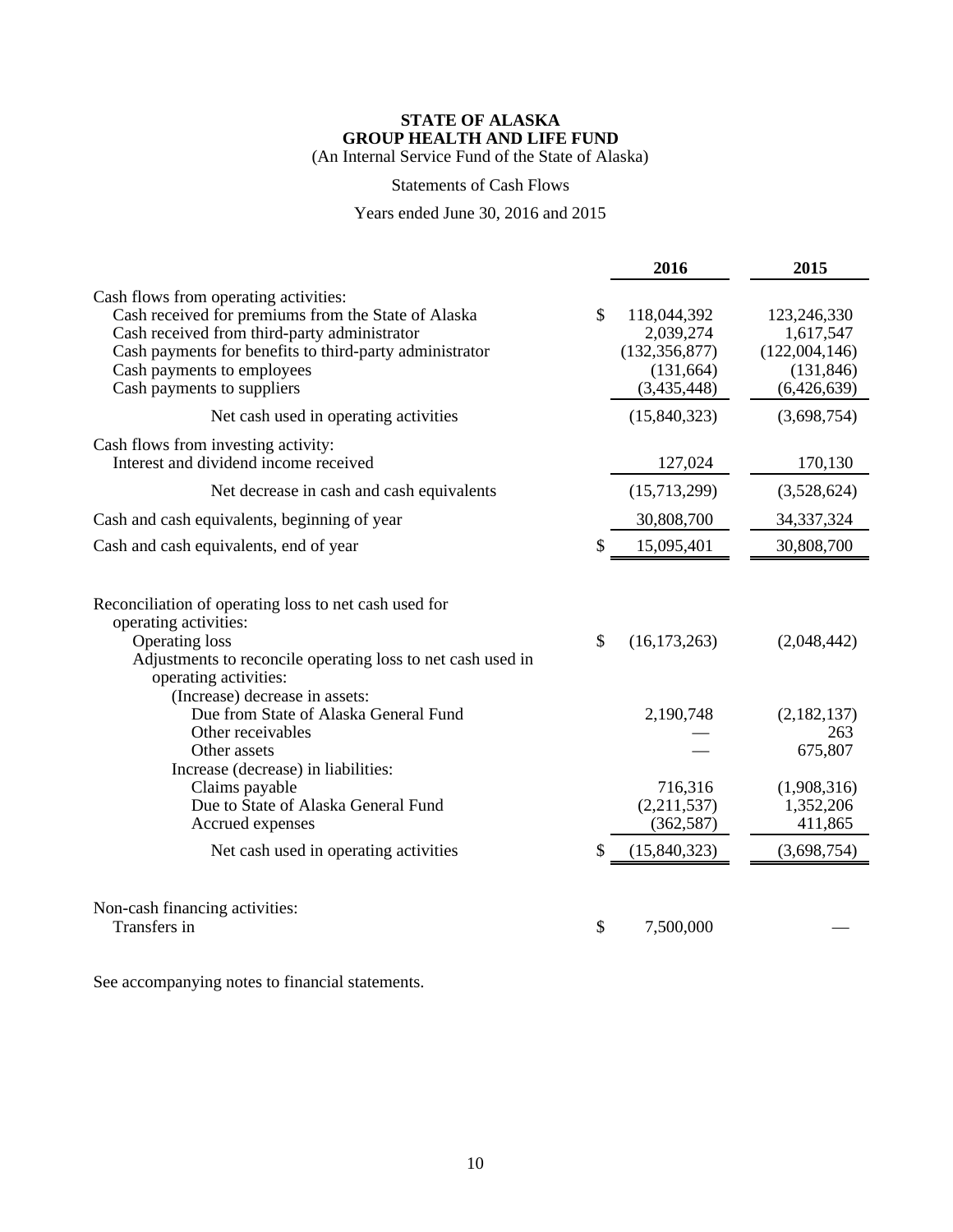**STATE OF ALASKA**
**GROUP HEALTH AND LIFE FUND**
(An Internal Service Fund of the State of Alaska)

Statements of Cash Flows

Years ended June 30, 2016 and 2015

| | 2016 | 2015 |
|---|---|---|
| Cash flows from operating activities: | | |
| Cash received for premiums from the State of Alaska | $ 118,044,392 | 123,246,330 |
| Cash received from third-party administrator | 2,039,274 | 1,617,547 |
| Cash payments for benefits to third-party administrator | (132,356,877) | (122,004,146) |
| Cash payments to employees | (131,664) | (131,846) |
| Cash payments to suppliers | (3,435,448) | (6,426,639) |
| Net cash used in operating activities | (15,840,323) | (3,698,754) |
| Cash flows from investing activity: | | |
| Interest and dividend income received | 127,024 | 170,130 |
| Net decrease in cash and cash equivalents | (15,713,299) | (3,528,624) |
| Cash and cash equivalents, beginning of year | 30,808,700 | 34,337,324 |
| Cash and cash equivalents, end of year | $ 15,095,401 | 30,808,700 |
| Reconciliation of operating loss to net cash used for operating activities: | | |
| Operating loss | $ (16,173,263) | (2,048,442) |
| Adjustments to reconcile operating loss to net cash used in operating activities: | | |
| (Increase) decrease in assets: | | |
| Due from State of Alaska General Fund | 2,190,748 | (2,182,137) |
| Other receivables | — | 263 |
| Other assets | — | 675,807 |
| Increase (decrease) in liabilities: | | |
| Claims payable | 716,316 | (1,908,316) |
| Due to State of Alaska General Fund | (2,211,537) | 1,352,206 |
| Accrued expenses | (362,587) | 411,865 |
| Net cash used in operating activities | $ (15,840,323) | (3,698,754) |
| Non-cash financing activities: | | |
| Transfers in | $ 7,500,000 | — |

See accompanying notes to financial statements.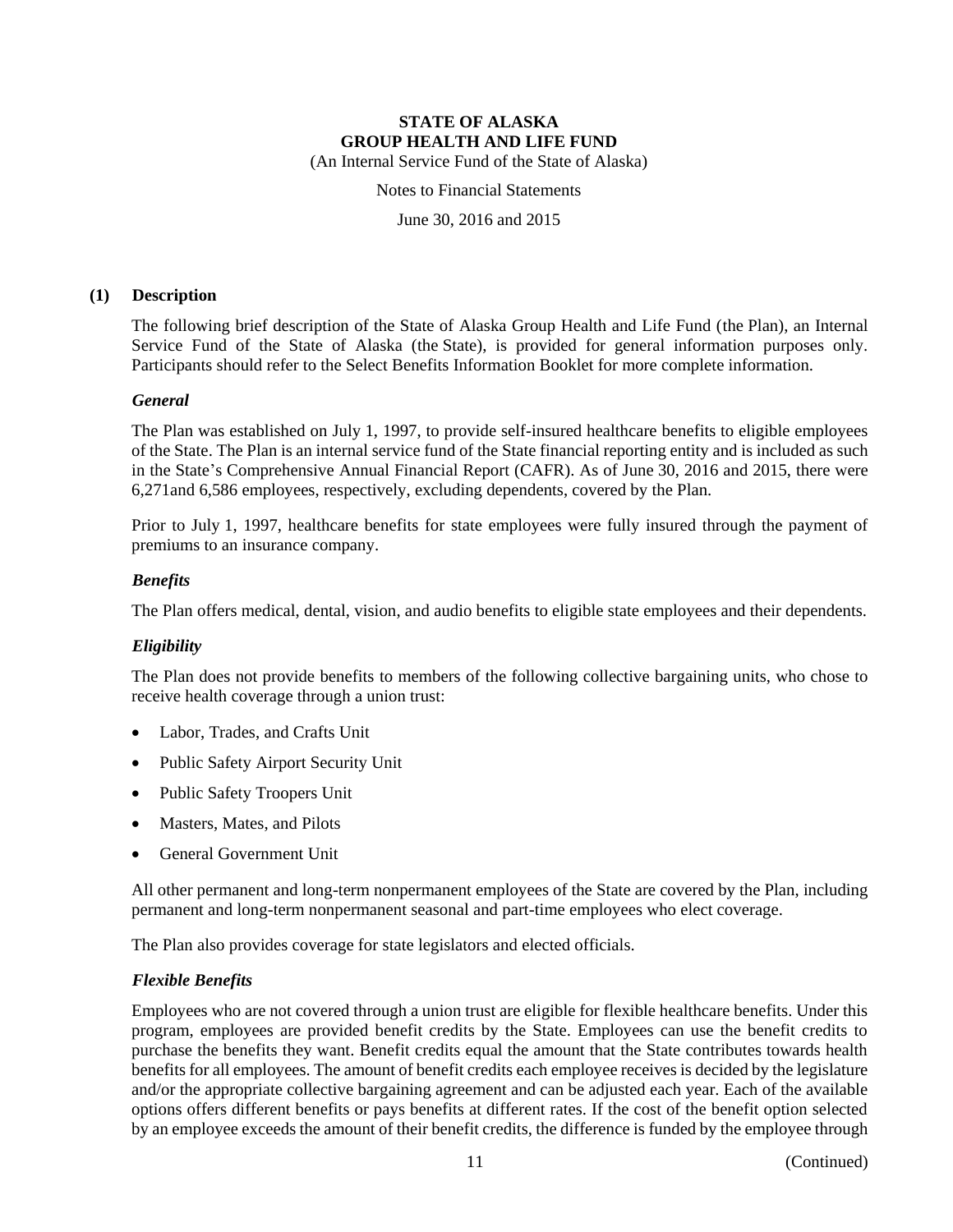**STATE OF ALASKA**
**GROUP HEALTH AND LIFE FUND**
(An Internal Service Fund of the State of Alaska)

Notes to Financial Statements

June 30, 2016 and 2015

## (1) Description

The following brief description of the State of Alaska Group Health and Life Fund (the Plan), an Internal Service Fund of the State of Alaska (the State), is provided for general information purposes only. Participants should refer to the Select Benefits Information Booklet for more complete information.

### *General*

The Plan was established on July 1, 1997, to provide self-insured healthcare benefits to eligible employees of the State. The Plan is an internal service fund of the State financial reporting entity and is included as such in the State's Comprehensive Annual Financial Report (CAFR). As of June 30, 2016 and 2015, there were 6,271and 6,586 employees, respectively, excluding dependents, covered by the Plan.

Prior to July 1, 1997, healthcare benefits for state employees were fully insured through the payment of premiums to an insurance company.

### *Benefits*

The Plan offers medical, dental, vision, and audio benefits to eligible state employees and their dependents.

### *Eligibility*

The Plan does not provide benefits to members of the following collective bargaining units, who chose to receive health coverage through a union trust:

- Labor, Trades, and Crafts Unit
- Public Safety Airport Security Unit
- Public Safety Troopers Unit
- Masters, Mates, and Pilots
- General Government Unit

All other permanent and long-term nonpermanent employees of the State are covered by the Plan, including permanent and long-term nonpermanent seasonal and part-time employees who elect coverage.

The Plan also provides coverage for state legislators and elected officials.

### *Flexible Benefits*

Employees who are not covered through a union trust are eligible for flexible healthcare benefits. Under this program, employees are provided benefit credits by the State. Employees can use the benefit credits to purchase the benefits they want. Benefit credits equal the amount that the State contributes towards health benefits for all employees. The amount of benefit credits each employee receives is decided by the legislature and/or the appropriate collective bargaining agreement and can be adjusted each year. Each of the available options offers different benefits or pays benefits at different rates. If the cost of the benefit option selected by an employee exceeds the amount of their benefit credits, the difference is funded by the employee through

(Continued)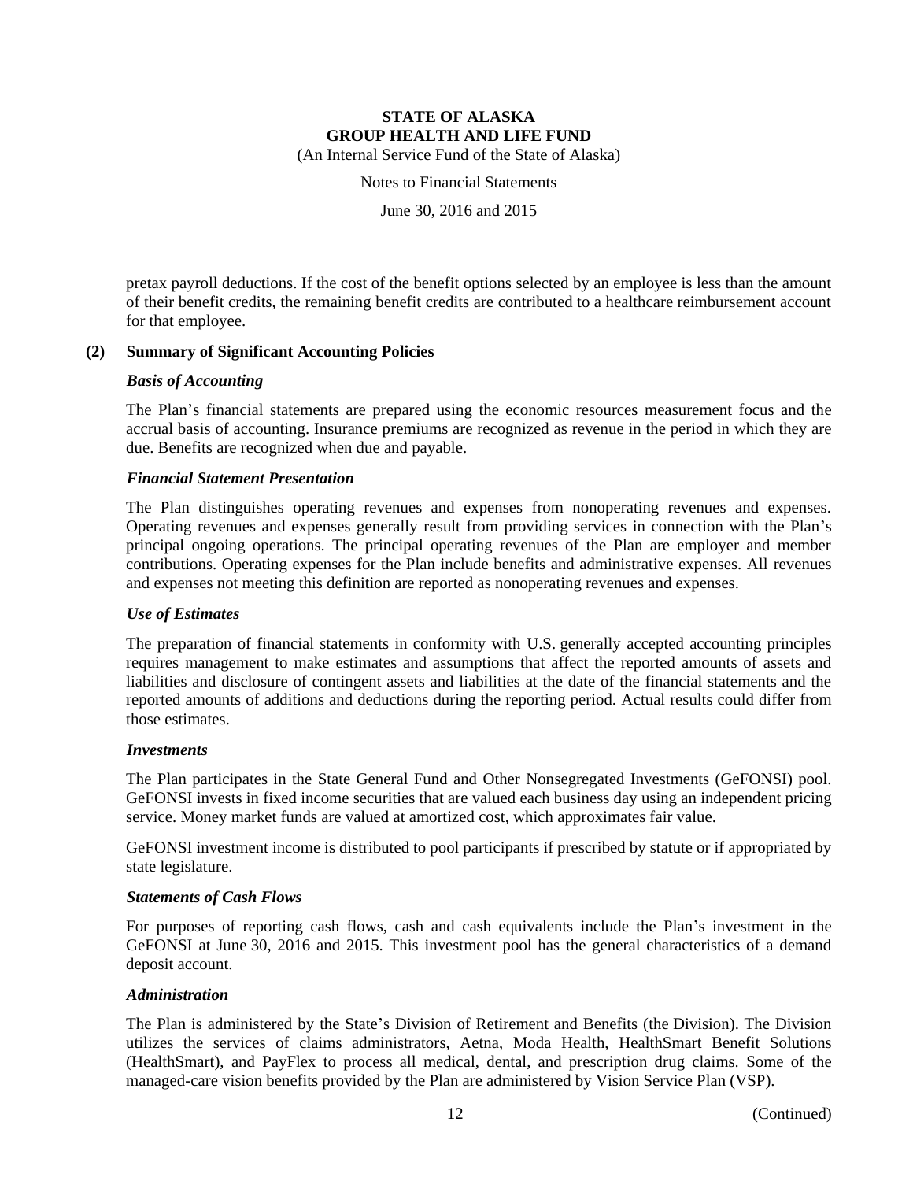pretax payroll deductions. If the cost of the benefit options selected by an employee is less than the amount of their benefit credits, the remaining benefit credits are contributed to a healthcare reimbursement account for that employee.

## (2) Summary of Significant Accounting Policies

### *Basis of Accounting*

The Plan's financial statements are prepared using the economic resources measurement focus and the accrual basis of accounting. Insurance premiums are recognized as revenue in the period in which they are due. Benefits are recognized when due and payable.

### *Financial Statement Presentation*

The Plan distinguishes operating revenues and expenses from nonoperating revenues and expenses. Operating revenues and expenses generally result from providing services in connection with the Plan's principal ongoing operations. The principal operating revenues of the Plan are employer and member contributions. Operating expenses for the Plan include benefits and administrative expenses. All revenues and expenses not meeting this definition are reported as nonoperating revenues and expenses.

### *Use of Estimates*

The preparation of financial statements in conformity with U.S. generally accepted accounting principles requires management to make estimates and assumptions that affect the reported amounts of assets and liabilities and disclosure of contingent assets and liabilities at the date of the financial statements and the reported amounts of additions and deductions during the reporting period. Actual results could differ from those estimates.

### *Investments*

The Plan participates in the State General Fund and Other Nonsegregated Investments (GeFONSI) pool. GeFONSI invests in fixed income securities that are valued each business day using an independent pricing service. Money market funds are valued at amortized cost, which approximates fair value.

GeFONSI investment income is distributed to pool participants if prescribed by statute or if appropriated by state legislature.

### *Statements of Cash Flows*

For purposes of reporting cash flows, cash and cash equivalents include the Plan's investment in the GeFONSI at June 30, 2016 and 2015. This investment pool has the general characteristics of a demand deposit account.

### *Administration*

The Plan is administered by the State's Division of Retirement and Benefits (the Division). The Division utilizes the services of claims administrators, Aetna, Moda Health, HealthSmart Benefit Solutions (HealthSmart), and PayFlex to process all medical, dental, and prescription drug claims. Some of the managed-care vision benefits provided by the Plan are administered by Vision Service Plan (VSP).

(Continued)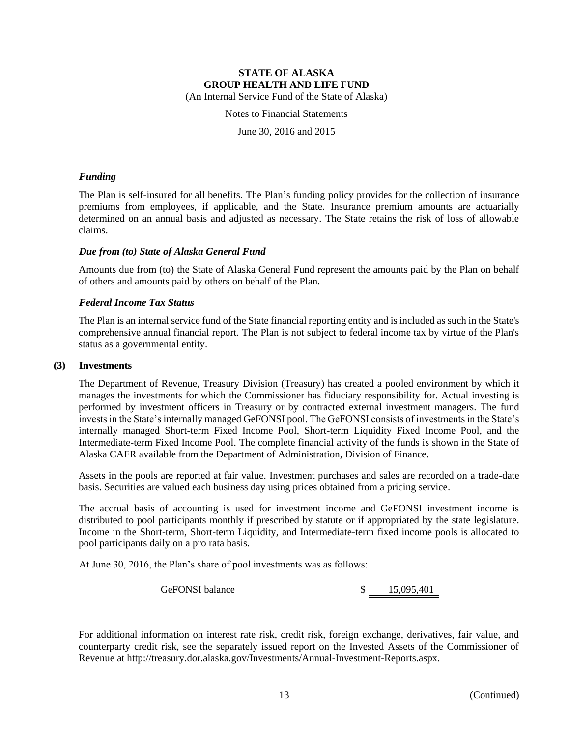# STATE OF ALASKA
# GROUP HEALTH AND LIFE FUND

(An Internal Service Fund of the State of Alaska)

Notes to Financial Statements

June 30, 2016 and 2015

### *Funding*

The Plan is self-insured for all benefits. The Plan's funding policy provides for the collection of insurance premiums from employees, if applicable, and the State. Insurance premium amounts are actuarially determined on an annual basis and adjusted as necessary. The State retains the risk of loss of allowable claims.

### *Due from (to) State of Alaska General Fund*

Amounts due from (to) the State of Alaska General Fund represent the amounts paid by the Plan on behalf of others and amounts paid by others on behalf of the Plan.

### *Federal Income Tax Status*

The Plan is an internal service fund of the State financial reporting entity and is included as such in the State's comprehensive annual financial report. The Plan is not subject to federal income tax by virtue of the Plan's status as a governmental entity.

## (3) Investments

The Department of Revenue, Treasury Division (Treasury) has created a pooled environment by which it manages the investments for which the Commissioner has fiduciary responsibility for. Actual investing is performed by investment officers in Treasury or by contracted external investment managers. The fund invests in the State's internally managed GeFONSI pool. The GeFONSI consists of investments in the State's internally managed Short-term Fixed Income Pool, Short-term Liquidity Fixed Income Pool, and the Intermediate-term Fixed Income Pool. The complete financial activity of the funds is shown in the State of Alaska CAFR available from the Department of Administration, Division of Finance.

Assets in the pools are reported at fair value. Investment purchases and sales are recorded on a trade-date basis. Securities are valued each business day using prices obtained from a pricing service.

The accrual basis of accounting is used for investment income and GeFONSI investment income is distributed to pool participants monthly if prescribed by statute or if appropriated by the state legislature. Income in the Short-term, Short-term Liquidity, and Intermediate-term fixed income pools is allocated to pool participants daily on a pro rata basis.

At June 30, 2016, the Plan's share of pool investments was as follows:

| | |
|---|---|
| GeFONSI balance | $ 15,095,401 |

For additional information on interest rate risk, credit risk, foreign exchange, derivatives, fair value, and counterparty credit risk, see the separately issued report on the Invested Assets of the Commissioner of Revenue at http://treasury.dor.alaska.gov/Investments/Annual-Investment-Reports.aspx.

(Continued)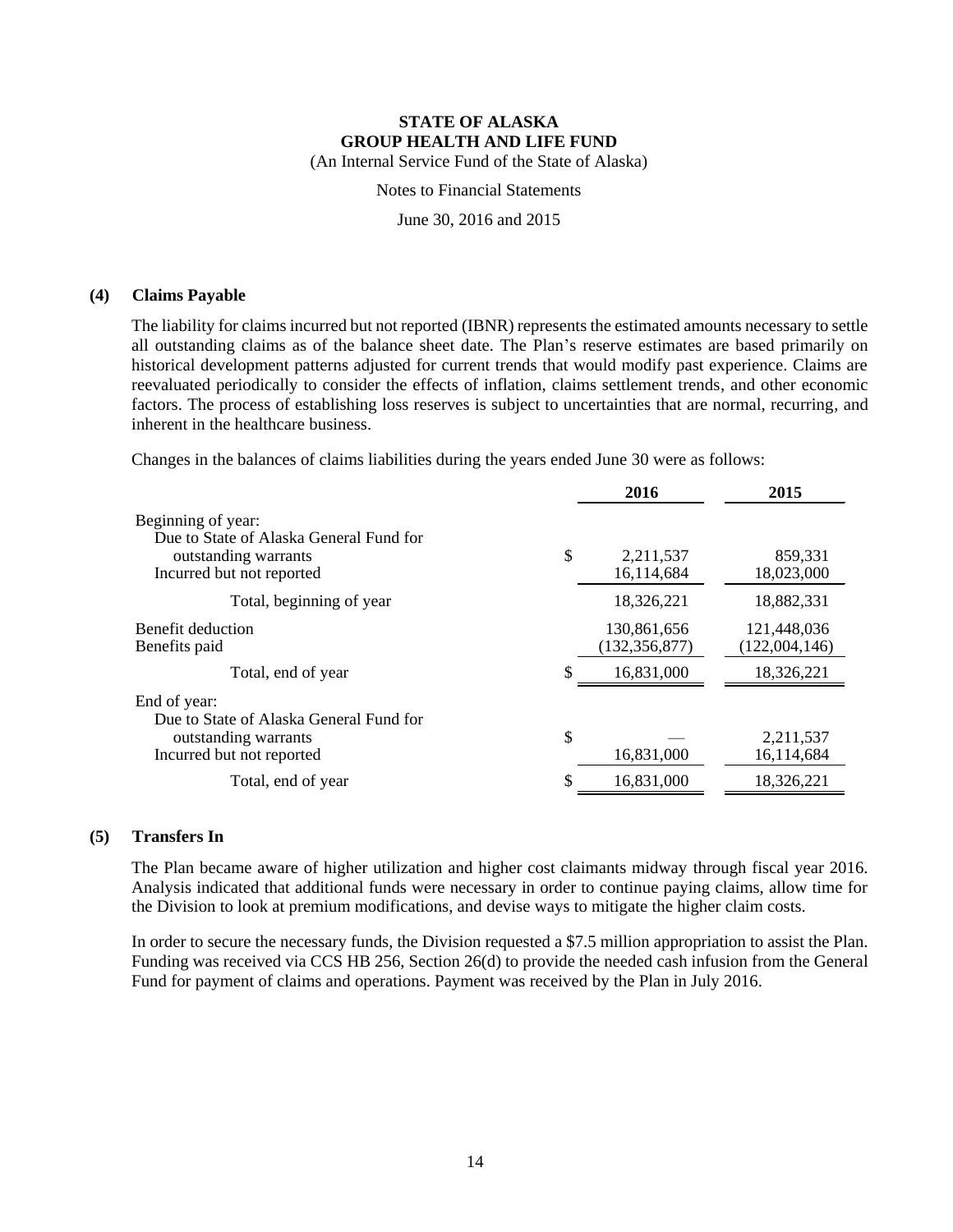# STATE OF ALASKA
# GROUP HEALTH AND LIFE FUND

(An Internal Service Fund of the State of Alaska)

Notes to Financial Statements

June 30, 2016 and 2015

## (4) Claims Payable

The liability for claims incurred but not reported (IBNR) represents the estimated amounts necessary to settle all outstanding claims as of the balance sheet date. The Plan's reserve estimates are based primarily on historical development patterns adjusted for current trends that would modify past experience. Claims are reevaluated periodically to consider the effects of inflation, claims settlement trends, and other economic factors. The process of establishing loss reserves is subject to uncertainties that are normal, recurring, and inherent in the healthcare business.

Changes in the balances of claims liabilities during the years ended June 30 were as follows:

| | | 2016 | 2015 |
|---|---|---|---|
| Beginning of year: | | | |
| Due to State of Alaska General Fund for outstanding warrants | $ | 2,211,537 | 859,331 |
| Incurred but not reported | | 16,114,684 | 18,023,000 |
| Total, beginning of year | | 18,326,221 | 18,882,331 |
| Benefit deduction | | 130,861,656 | 121,448,036 |
| Benefits paid | | (132,356,877) | (122,004,146) |
| Total, end of year | $ | 16,831,000 | 18,326,221 |
| End of year: | | | |
| Due to State of Alaska General Fund for outstanding warrants | $ | — | 2,211,537 |
| Incurred but not reported | | 16,831,000 | 16,114,684 |
| Total, end of year | $ | 16,831,000 | 18,326,221 |

## (5) Transfers In

The Plan became aware of higher utilization and higher cost claimants midway through fiscal year 2016. Analysis indicated that additional funds were necessary in order to continue paying claims, allow time for the Division to look at premium modifications, and devise ways to mitigate the higher claim costs.

In order to secure the necessary funds, the Division requested a $7.5 million appropriation to assist the Plan. Funding was received via CCS HB 256, Section 26(d) to provide the needed cash infusion from the General Fund for payment of claims and operations. Payment was received by the Plan in July 2016.